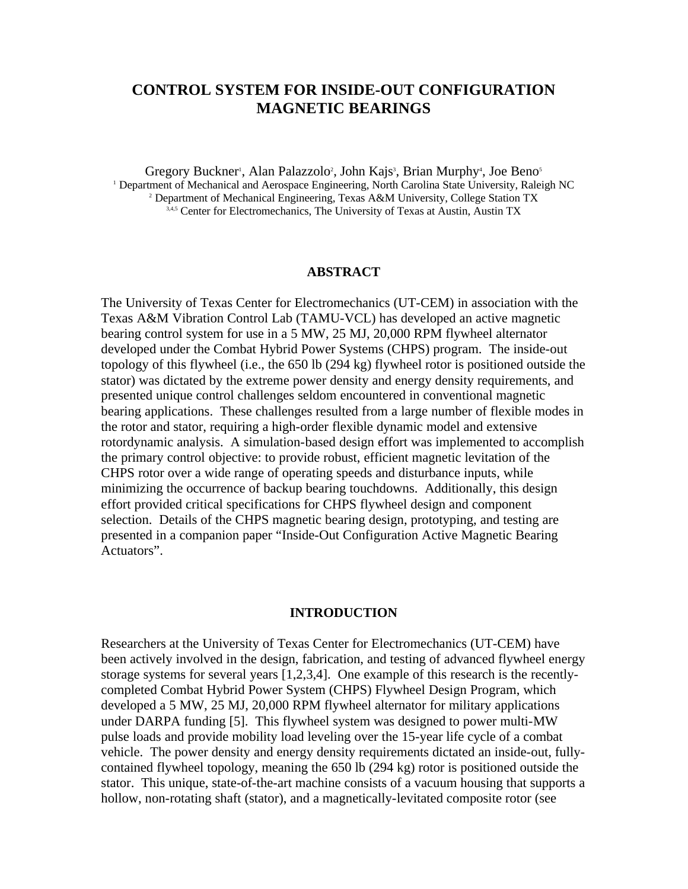# CONTROL SYSTEM FOR INSIDE-OUT CONFIGURATION MAGNETIC BEARINGS

Gregory Buckner[1], Alan Palazzolo[2], John Kajs[3], Brian Murphy[4], Joe Beno[5]

[1] Department of Mechanical and Aerospace Engineering, North Carolina State University, Raleigh NC
[2] Department of Mechanical Engineering, Texas A&M University, College Station TX
[3,4,5] Center for Electromechanics, The University of Texas at Austin, Austin TX

## ABSTRACT

The University of Texas Center for Electromechanics (UT-CEM) in association with the Texas A&M Vibration Control Lab (TAMU-VCL) has developed an active magnetic bearing control system for use in a 5 MW, 25 MJ, 20,000 RPM flywheel alternator developed under the Combat Hybrid Power Systems (CHPS) program. The inside-out topology of this flywheel (i.e., the 650 lb (294 kg) flywheel rotor is positioned outside the stator) was dictated by the extreme power density and energy density requirements, and presented unique control challenges seldom encountered in conventional magnetic bearing applications. These challenges resulted from a large number of flexible modes in the rotor and stator, requiring a high-order flexible dynamic model and extensive rotordynamic analysis. A simulation-based design effort was implemented to accomplish the primary control objective: to provide robust, efficient magnetic levitation of the CHPS rotor over a wide range of operating speeds and disturbance inputs, while minimizing the occurrence of backup bearing touchdowns. Additionally, this design effort provided critical specifications for CHPS flywheel design and component selection. Details of the CHPS magnetic bearing design, prototyping, and testing are presented in a companion paper "Inside-Out Configuration Active Magnetic Bearing Actuators".

## INTRODUCTION

Researchers at the University of Texas Center for Electromechanics (UT-CEM) have been actively involved in the design, fabrication, and testing of advanced flywheel energy storage systems for several years [1,2,3,4]. One example of this research is the recently-completed Combat Hybrid Power System (CHPS) Flywheel Design Program, which developed a 5 MW, 25 MJ, 20,000 RPM flywheel alternator for military applications under DARPA funding [5]. This flywheel system was designed to power multi-MW pulse loads and provide mobility load leveling over the 15-year life cycle of a combat vehicle. The power density and energy density requirements dictated an inside-out, fully-contained flywheel topology, meaning the 650 lb (294 kg) rotor is positioned outside the stator. This unique, state-of-the-art machine consists of a vacuum housing that supports a hollow, non-rotating shaft (stator), and a magnetically-levitated composite rotor (see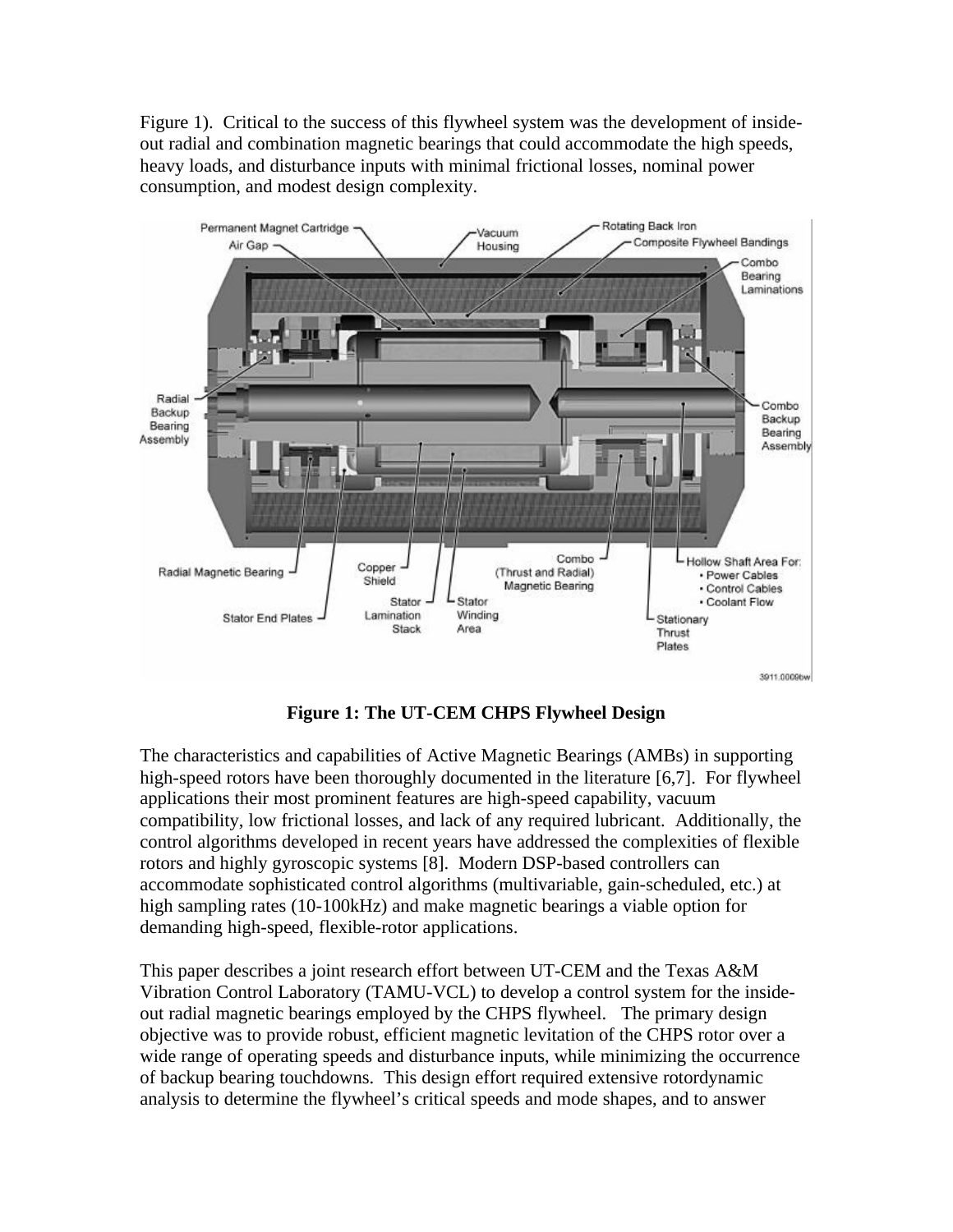Figure 1). Critical to the success of this flywheel system was the development of inside-out radial and combination magnetic bearings that could accommodate the high speeds, heavy loads, and disturbance inputs with minimal frictional losses, nominal power consumption, and modest design complexity.

**Figure 1: The UT-CEM CHPS Flywheel Design**

The characteristics and capabilities of Active Magnetic Bearings (AMBs) in supporting high-speed rotors have been thoroughly documented in the literature [6,7]. For flywheel applications their most prominent features are high-speed capability, vacuum compatibility, low frictional losses, and lack of any required lubricant. Additionally, the control algorithms developed in recent years have addressed the complexities of flexible rotors and highly gyroscopic systems [8]. Modern DSP-based controllers can accommodate sophisticated control algorithms (multivariable, gain-scheduled, etc.) at high sampling rates (10-100kHz) and make magnetic bearings a viable option for demanding high-speed, flexible-rotor applications.

This paper describes a joint research effort between UT-CEM and the Texas A&M Vibration Control Laboratory (TAMU-VCL) to develop a control system for the inside-out radial magnetic bearings employed by the CHPS flywheel. The primary design objective was to provide robust, efficient magnetic levitation of the CHPS rotor over a wide range of operating speeds and disturbance inputs, while minimizing the occurrence of backup bearing touchdowns. This design effort required extensive rotordynamic analysis to determine the flywheel's critical speeds and mode shapes, and to answer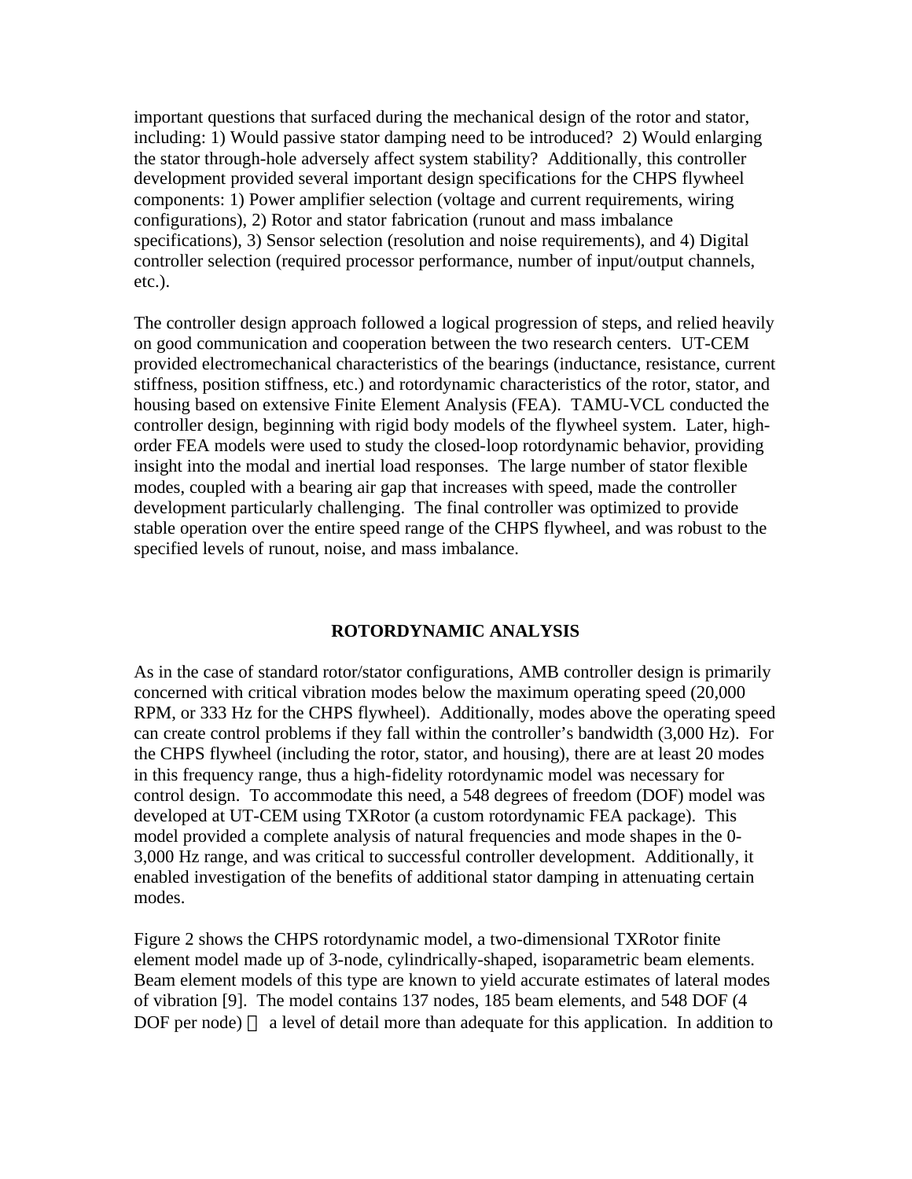important questions that surfaced during the mechanical design of the rotor and stator, including: 1) Would passive stator damping need to be introduced? 2) Would enlarging the stator through-hole adversely affect system stability? Additionally, this controller development provided several important design specifications for the CHPS flywheel components: 1) Power amplifier selection (voltage and current requirements, wiring configurations), 2) Rotor and stator fabrication (runout and mass imbalance specifications), 3) Sensor selection (resolution and noise requirements), and 4) Digital controller selection (required processor performance, number of input/output channels, etc.).

The controller design approach followed a logical progression of steps, and relied heavily on good communication and cooperation between the two research centers. UT-CEM provided electromechanical characteristics of the bearings (inductance, resistance, current stiffness, position stiffness, etc.) and rotordynamic characteristics of the rotor, stator, and housing based on extensive Finite Element Analysis (FEA). TAMU-VCL conducted the controller design, beginning with rigid body models of the flywheel system. Later, high-order FEA models were used to study the closed-loop rotordynamic behavior, providing insight into the modal and inertial load responses. The large number of stator flexible modes, coupled with a bearing air gap that increases with speed, made the controller development particularly challenging. The final controller was optimized to provide stable operation over the entire speed range of the CHPS flywheel, and was robust to the specified levels of runout, noise, and mass imbalance.

## ROTORDYNAMIC ANALYSIS

As in the case of standard rotor/stator configurations, AMB controller design is primarily concerned with critical vibration modes below the maximum operating speed (20,000 RPM, or 333 Hz for the CHPS flywheel). Additionally, modes above the operating speed can create control problems if they fall within the controller's bandwidth (3,000 Hz). For the CHPS flywheel (including the rotor, stator, and housing), there are at least 20 modes in this frequency range, thus a high-fidelity rotordynamic model was necessary for control design. To accommodate this need, a 548 degrees of freedom (DOF) model was developed at UT-CEM using TXRotor (a custom rotordynamic FEA package). This model provided a complete analysis of natural frequencies and mode shapes in the 0-3,000 Hz range, and was critical to successful controller development. Additionally, it enabled investigation of the benefits of additional stator damping in attenuating certain modes.

Figure 2 shows the CHPS rotordynamic model, a two-dimensional TXRotor finite element model made up of 3-node, cylindrically-shaped, isoparametric beam elements. Beam element models of this type are known to yield accurate estimates of lateral modes of vibration [9]. The model contains 137 nodes, 185 beam elements, and 548 DOF (4 DOF per node) — a level of detail more than adequate for this application. In addition to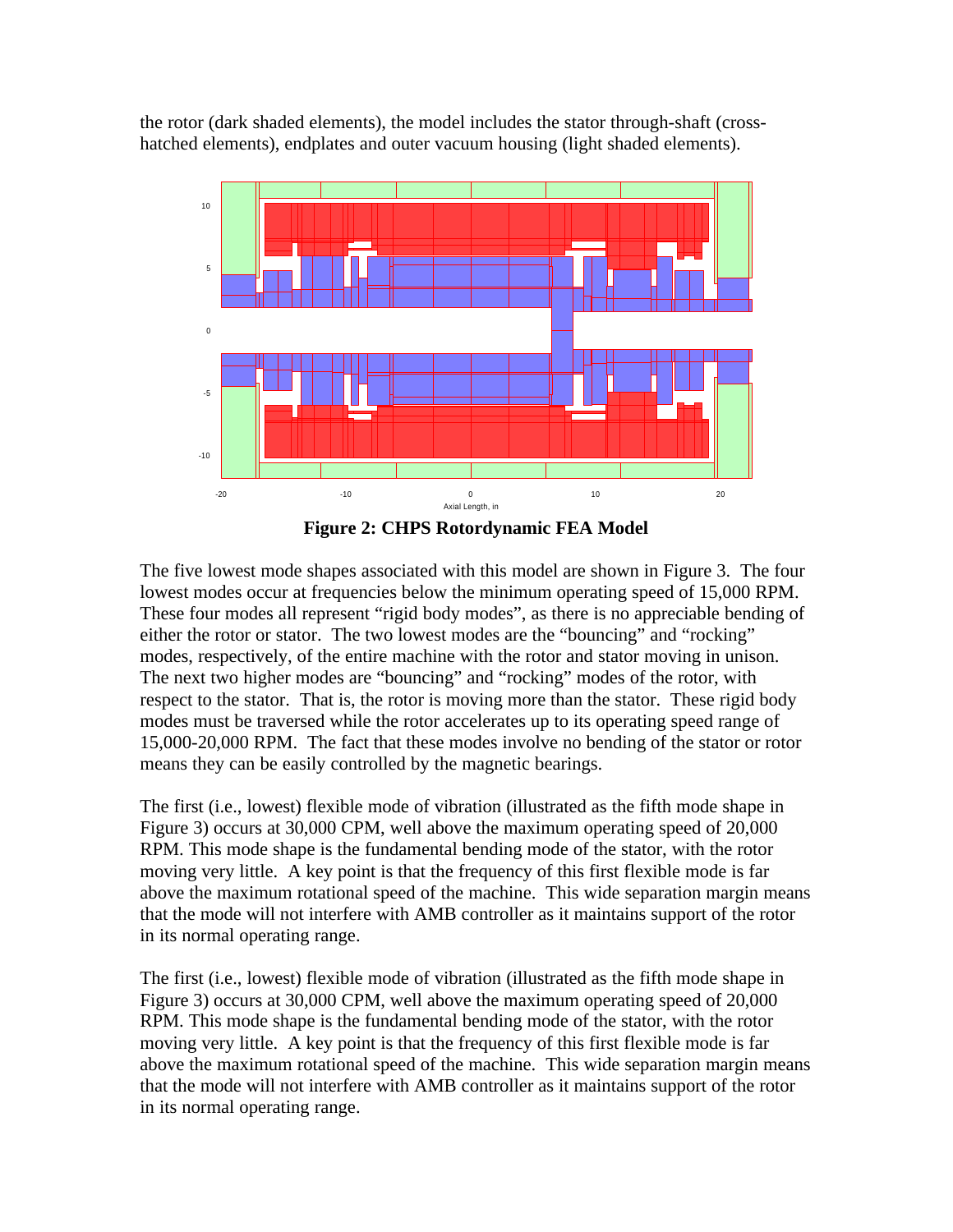the rotor (dark shaded elements), the model includes the stator through-shaft (cross-hatched elements), endplates and outer vacuum housing (light shaded elements).

**Figure 2: CHPS Rotordynamic FEA Model**

The five lowest mode shapes associated with this model are shown in Figure 3. The four lowest modes occur at frequencies below the minimum operating speed of 15,000 RPM. These four modes all represent "rigid body modes", as there is no appreciable bending of either the rotor or stator. The two lowest modes are the "bouncing" and "rocking" modes, respectively, of the entire machine with the rotor and stator moving in unison. The next two higher modes are "bouncing" and "rocking" modes of the rotor, with respect to the stator. That is, the rotor is moving more than the stator. These rigid body modes must be traversed while the rotor accelerates up to its operating speed range of 15,000-20,000 RPM. The fact that these modes involve no bending of the stator or rotor means they can be easily controlled by the magnetic bearings.

The first (i.e., lowest) flexible mode of vibration (illustrated as the fifth mode shape in Figure 3) occurs at 30,000 CPM, well above the maximum operating speed of 20,000 RPM. This mode shape is the fundamental bending mode of the stator, with the rotor moving very little. A key point is that the frequency of this first flexible mode is far above the maximum rotational speed of the machine. This wide separation margin means that the mode will not interfere with AMB controller as it maintains support of the rotor in its normal operating range.

The first (i.e., lowest) flexible mode of vibration (illustrated as the fifth mode shape in Figure 3) occurs at 30,000 CPM, well above the maximum operating speed of 20,000 RPM. This mode shape is the fundamental bending mode of the stator, with the rotor moving very little. A key point is that the frequency of this first flexible mode is far above the maximum rotational speed of the machine. This wide separation margin means that the mode will not interfere with AMB controller as it maintains support of the rotor in its normal operating range.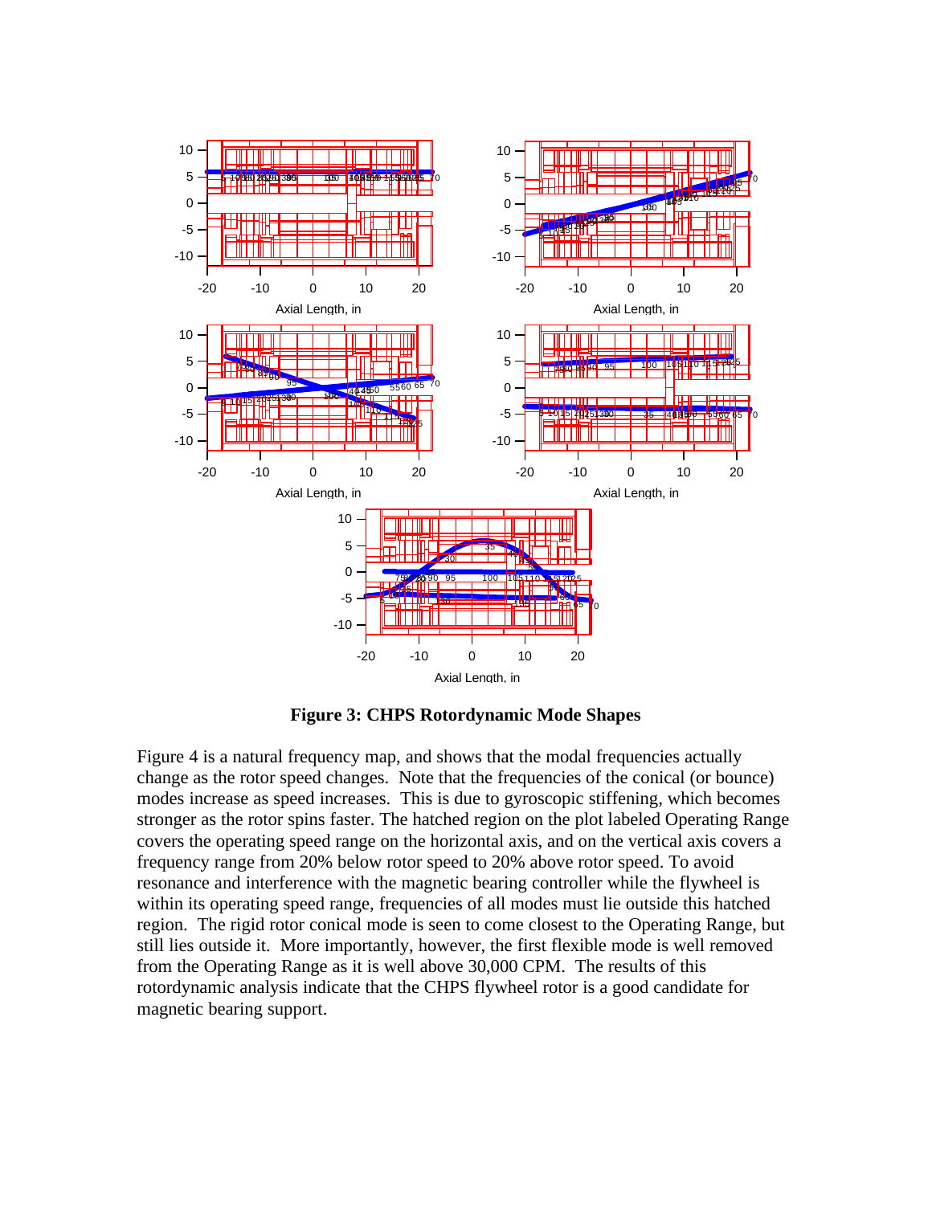**Figure 3: CHPS Rotordynamic Mode Shapes**

Figure 4 is a natural frequency map, and shows that the modal frequencies actually change as the rotor speed changes. Note that the frequencies of the conical (or bounce) modes increase as speed increases. This is due to gyroscopic stiffening, which becomes stronger as the rotor spins faster. The hatched region on the plot labeled Operating Range covers the operating speed range on the horizontal axis, and on the vertical axis covers a frequency range from 20% below rotor speed to 20% above rotor speed. To avoid resonance and interference with the magnetic bearing controller while the flywheel is within its operating speed range, frequencies of all modes must lie outside this hatched region. The rigid rotor conical mode is seen to come closest to the Operating Range, but still lies outside it. More importantly, however, the first flexible mode is well removed from the Operating Range as it is well above 30,000 CPM. The results of this rotordynamic analysis indicate that the CHPS flywheel rotor is a good candidate for magnetic bearing support.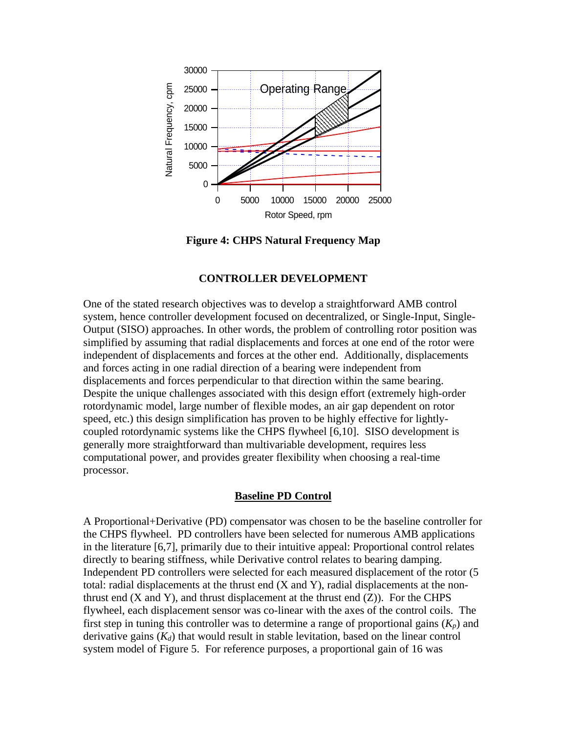**Figure 4: CHPS Natural Frequency Map**

## CONTROLLER DEVELOPMENT

One of the stated research objectives was to develop a straightforward AMB control system, hence controller development focused on decentralized, or Single-Input, Single-Output (SISO) approaches. In other words, the problem of controlling rotor position was simplified by assuming that radial displacements and forces at one end of the rotor were independent of displacements and forces at the other end. Additionally, displacements and forces acting in one radial direction of a bearing were independent from displacements and forces perpendicular to that direction within the same bearing. Despite the unique challenges associated with this design effort (extremely high-order rotordynamic model, large number of flexible modes, an air gap dependent on rotor speed, etc.) this design simplification has proven to be highly effective for lightly-coupled rotordynamic systems like the CHPS flywheel [6,10]. SISO development is generally more straightforward than multivariable development, requires less computational power, and provides greater flexibility when choosing a real-time processor.

### Baseline PD Control

A Proportional+Derivative (PD) compensator was chosen to be the baseline controller for the CHPS flywheel. PD controllers have been selected for numerous AMB applications in the literature [6,7], primarily due to their intuitive appeal: Proportional control relates directly to bearing stiffness, while Derivative control relates to bearing damping. Independent PD controllers were selected for each measured displacement of the rotor (5 total: radial displacements at the thrust end (X and Y), radial displacements at the non-thrust end (X and Y), and thrust displacement at the thrust end (Z)). For the CHPS flywheel, each displacement sensor was co-linear with the axes of the control coils. The first step in tuning this controller was to determine a range of proportional gains ($K_p$) and derivative gains ($K_d$) that would result in stable levitation, based on the linear control system model of Figure 5. For reference purposes, a proportional gain of 16 was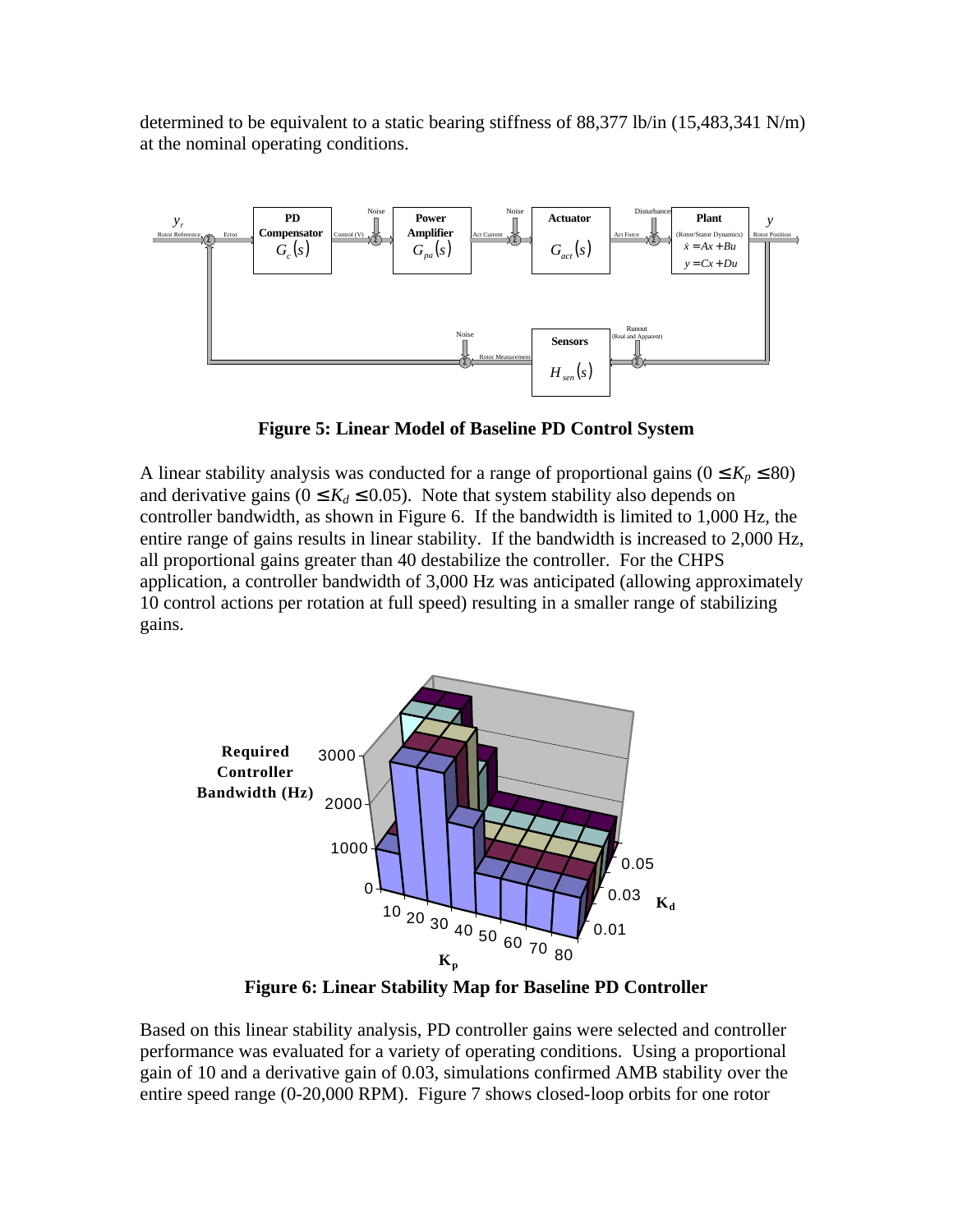determined to be equivalent to a static bearing stiffness of 88,377 lb/in (15,483,341 N/m) at the nominal operating conditions.

**Figure 5: Linear Model of Baseline PD Control System**

A linear stability analysis was conducted for a range of proportional gains ($0 \le K_p \le 80$) and derivative gains ($0 \le K_d \le 0.05$). Note that system stability also depends on controller bandwidth, as shown in Figure 6. If the bandwidth is limited to 1,000 Hz, the entire range of gains results in linear stability. If the bandwidth is increased to 2,000 Hz, all proportional gains greater than 40 destabilize the controller. For the CHPS application, a controller bandwidth of 3,000 Hz was anticipated (allowing approximately 10 control actions per rotation at full speed) resulting in a smaller range of stabilizing gains.

**Figure 6: Linear Stability Map for Baseline PD Controller**

Based on this linear stability analysis, PD controller gains were selected and controller performance was evaluated for a variety of operating conditions. Using a proportional gain of 10 and a derivative gain of 0.03, simulations confirmed AMB stability over the entire speed range (0-20,000 RPM). Figure 7 shows closed-loop orbits for one rotor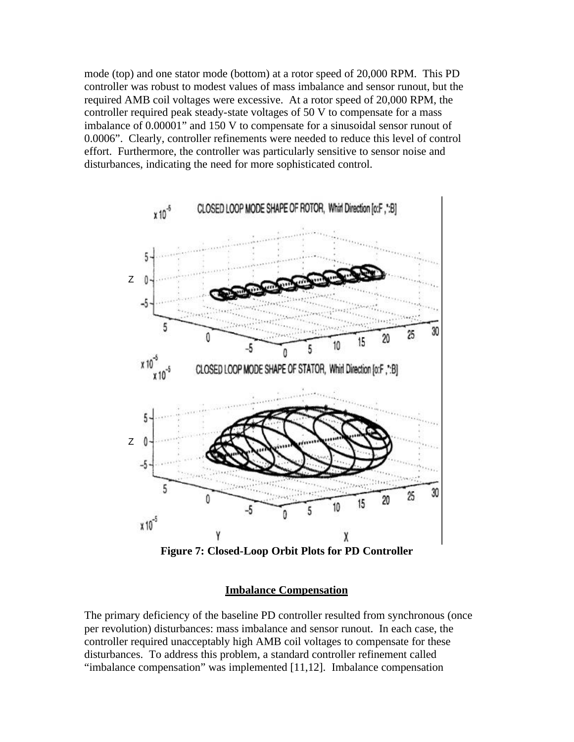mode (top) and one stator mode (bottom) at a rotor speed of 20,000 RPM. This PD controller was robust to modest values of mass imbalance and sensor runout, but the required AMB coil voltages were excessive. At a rotor speed of 20,000 RPM, the controller required peak steady-state voltages of 50 V to compensate for a mass imbalance of 0.00001" and 150 V to compensate for a sinusoidal sensor runout of 0.0006". Clearly, controller refinements were needed to reduce this level of control effort. Furthermore, the controller was particularly sensitive to sensor noise and disturbances, indicating the need for more sophisticated control.

**Figure 7: Closed-Loop Orbit Plots for PD Controller**

## Imbalance Compensation

The primary deficiency of the baseline PD controller resulted from synchronous (once per revolution) disturbances: mass imbalance and sensor runout. In each case, the controller required unacceptably high AMB coil voltages to compensate for these disturbances. To address this problem, a standard controller refinement called "imbalance compensation" was implemented [11,12]. Imbalance compensation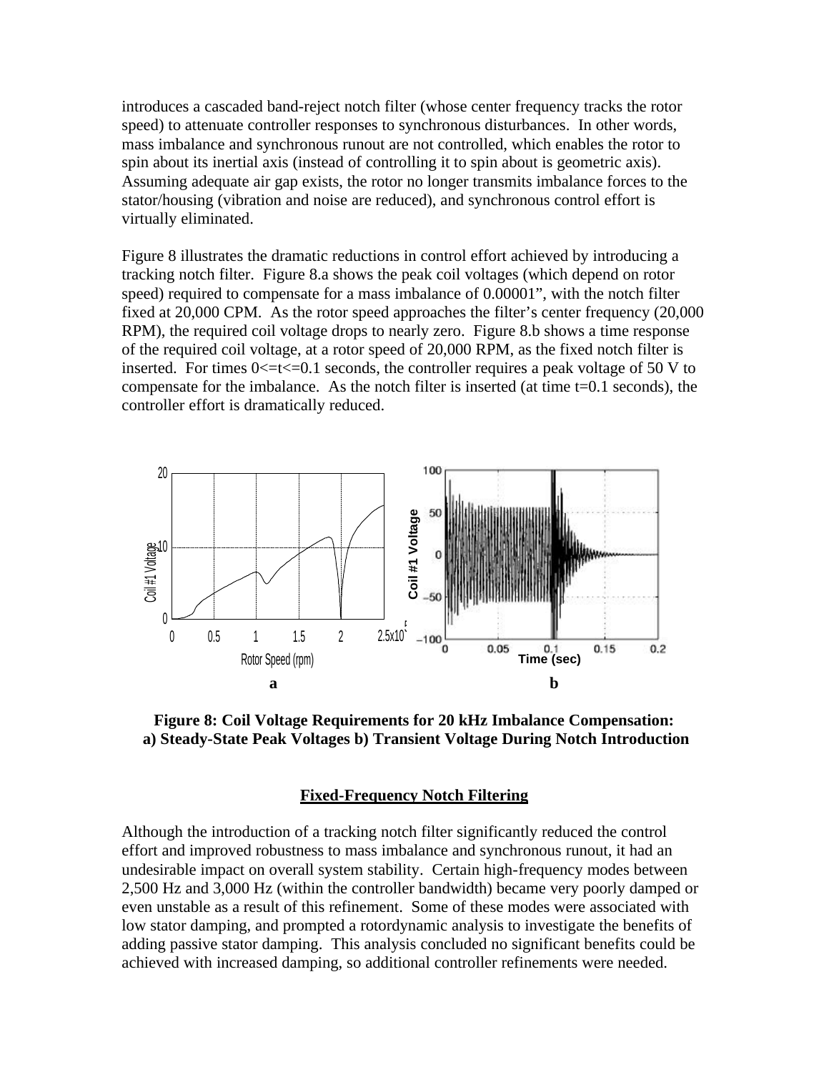introduces a cascaded band-reject notch filter (whose center frequency tracks the rotor speed) to attenuate controller responses to synchronous disturbances. In other words, mass imbalance and synchronous runout are not controlled, which enables the rotor to spin about its inertial axis (instead of controlling it to spin about is geometric axis). Assuming adequate air gap exists, the rotor no longer transmits imbalance forces to the stator/housing (vibration and noise are reduced), and synchronous control effort is virtually eliminated.

Figure 8 illustrates the dramatic reductions in control effort achieved by introducing a tracking notch filter. Figure 8.a shows the peak coil voltages (which depend on rotor speed) required to compensate for a mass imbalance of 0.00001", with the notch filter fixed at 20,000 CPM. As the rotor speed approaches the filter's center frequency (20,000 RPM), the required coil voltage drops to nearly zero. Figure 8.b shows a time response of the required coil voltage, at a rotor speed of 20,000 RPM, as the fixed notch filter is inserted. For times 0<=t<=0.1 seconds, the controller requires a peak voltage of 50 V to compensate for the imbalance. As the notch filter is inserted (at time t=0.1 seconds), the controller effort is dramatically reduced.

**Figure 8: Coil Voltage Requirements for 20 kHz Imbalance Compensation: a) Steady-State Peak Voltages b) Transient Voltage During Notch Introduction**

## Fixed-Frequency Notch Filtering

Although the introduction of a tracking notch filter significantly reduced the control effort and improved robustness to mass imbalance and synchronous runout, it had an undesirable impact on overall system stability. Certain high-frequency modes between 2,500 Hz and 3,000 Hz (within the controller bandwidth) became very poorly damped or even unstable as a result of this refinement. Some of these modes were associated with low stator damping, and prompted a rotordynamic analysis to investigate the benefits of adding passive stator damping. This analysis concluded no significant benefits could be achieved with increased damping, so additional controller refinements were needed.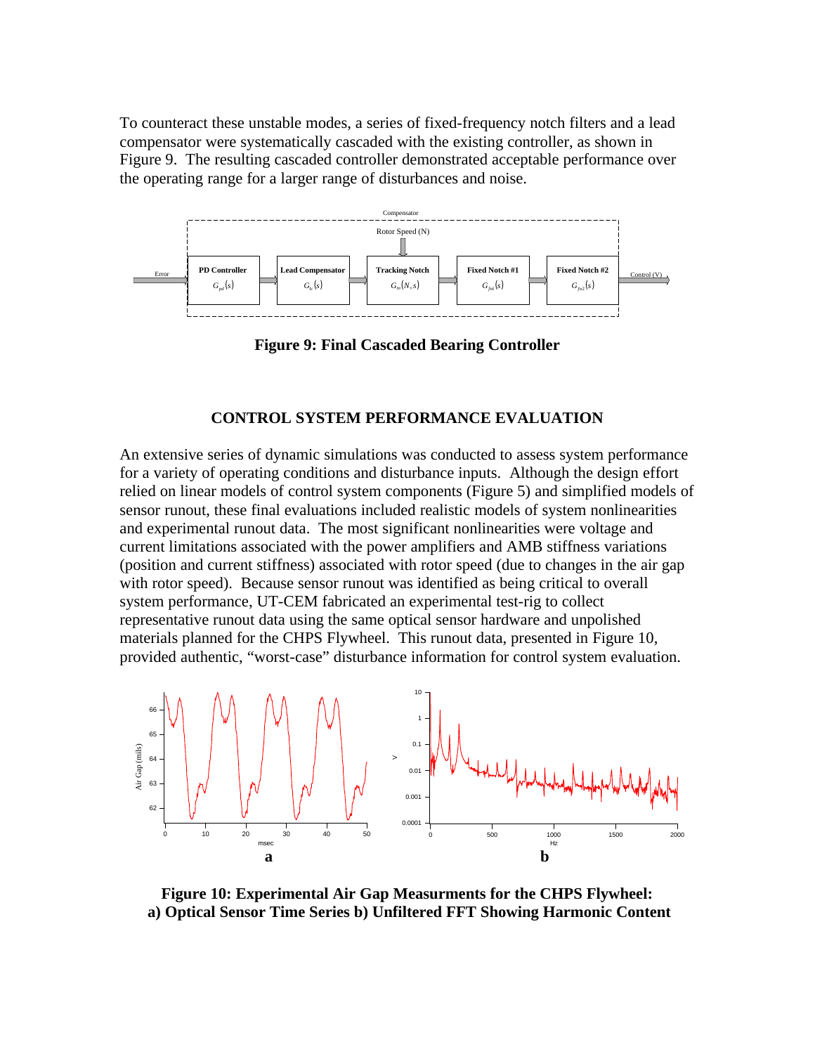To counteract these unstable modes, a series of fixed-frequency notch filters and a lead compensator were systematically cascaded with the existing controller, as shown in Figure 9. The resulting cascaded controller demonstrated acceptable performance over the operating range for a larger range of disturbances and noise.

**Figure 9: Final Cascaded Bearing Controller**

## CONTROL SYSTEM PERFORMANCE EVALUATION

An extensive series of dynamic simulations was conducted to assess system performance for a variety of operating conditions and disturbance inputs. Although the design effort relied on linear models of control system components (Figure 5) and simplified models of sensor runout, these final evaluations included realistic models of system nonlinearities and experimental runout data. The most significant nonlinearities were voltage and current limitations associated with the power amplifiers and AMB stiffness variations (position and current stiffness) associated with rotor speed (due to changes in the air gap with rotor speed). Because sensor runout was identified as being critical to overall system performance, UT-CEM fabricated an experimental test-rig to collect representative runout data using the same optical sensor hardware and unpolished materials planned for the CHPS Flywheel. This runout data, presented in Figure 10, provided authentic, "worst-case" disturbance information for control system evaluation.

**Figure 10: Experimental Air Gap Measurments for the CHPS Flywheel: a) Optical Sensor Time Series b) Unfiltered FFT Showing Harmonic Content**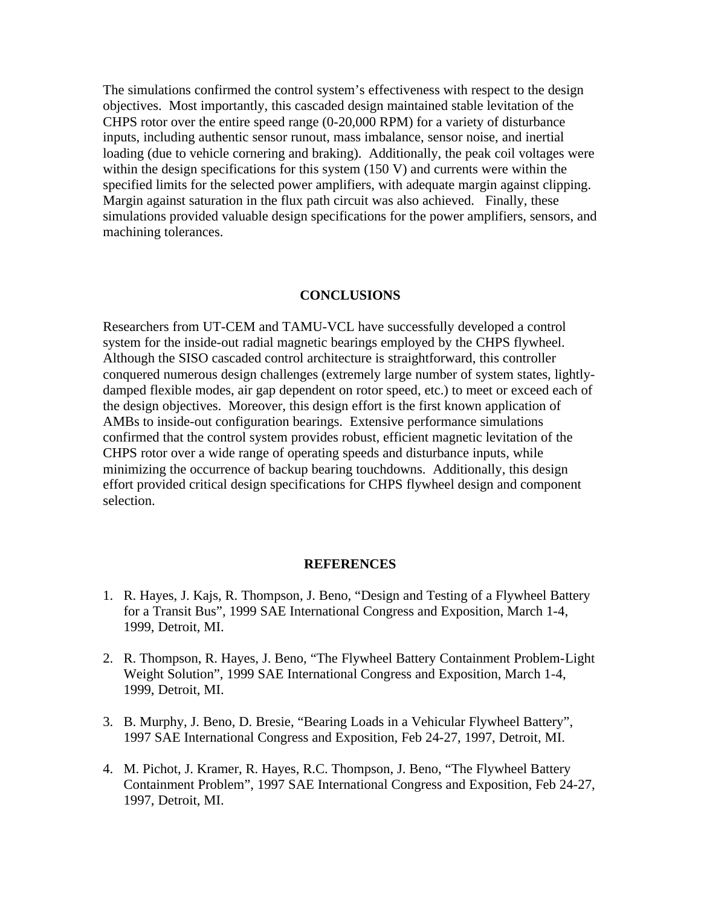The simulations confirmed the control system's effectiveness with respect to the design objectives. Most importantly, this cascaded design maintained stable levitation of the CHPS rotor over the entire speed range (0-20,000 RPM) for a variety of disturbance inputs, including authentic sensor runout, mass imbalance, sensor noise, and inertial loading (due to vehicle cornering and braking). Additionally, the peak coil voltages were within the design specifications for this system (150 V) and currents were within the specified limits for the selected power amplifiers, with adequate margin against clipping. Margin against saturation in the flux path circuit was also achieved. Finally, these simulations provided valuable design specifications for the power amplifiers, sensors, and machining tolerances.

## CONCLUSIONS

Researchers from UT-CEM and TAMU-VCL have successfully developed a control system for the inside-out radial magnetic bearings employed by the CHPS flywheel. Although the SISO cascaded control architecture is straightforward, this controller conquered numerous design challenges (extremely large number of system states, lightly-damped flexible modes, air gap dependent on rotor speed, etc.) to meet or exceed each of the design objectives. Moreover, this design effort is the first known application of AMBs to inside-out configuration bearings. Extensive performance simulations confirmed that the control system provides robust, efficient magnetic levitation of the CHPS rotor over a wide range of operating speeds and disturbance inputs, while minimizing the occurrence of backup bearing touchdowns. Additionally, this design effort provided critical design specifications for CHPS flywheel design and component selection.

## REFERENCES

1. R. Hayes, J. Kajs, R. Thompson, J. Beno, "Design and Testing of a Flywheel Battery for a Transit Bus", 1999 SAE International Congress and Exposition, March 1-4, 1999, Detroit, MI.

2. R. Thompson, R. Hayes, J. Beno, "The Flywheel Battery Containment Problem-Light Weight Solution", 1999 SAE International Congress and Exposition, March 1-4, 1999, Detroit, MI.

3. B. Murphy, J. Beno, D. Bresie, "Bearing Loads in a Vehicular Flywheel Battery", 1997 SAE International Congress and Exposition, Feb 24-27, 1997, Detroit, MI.

4. M. Pichot, J. Kramer, R. Hayes, R.C. Thompson, J. Beno, "The Flywheel Battery Containment Problem", 1997 SAE International Congress and Exposition, Feb 24-27, 1997, Detroit, MI.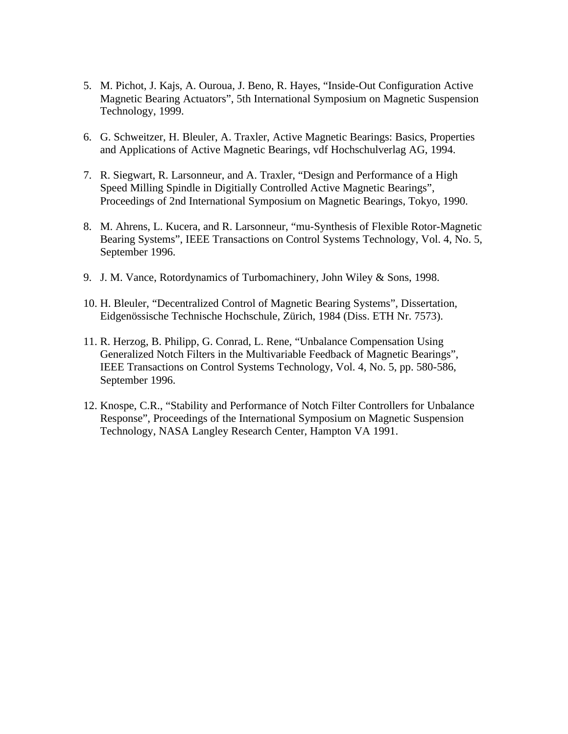5. M. Pichot, J. Kajs, A. Ouroua, J. Beno, R. Hayes, “Inside-Out Configuration Active Magnetic Bearing Actuators”, 5th International Symposium on Magnetic Suspension Technology, 1999.

6. G. Schweitzer, H. Bleuler, A. Traxler, Active Magnetic Bearings: Basics, Properties and Applications of Active Magnetic Bearings, vdf Hochschulverlag AG, 1994.

7. R. Siegwart, R. Larsonneur, and A. Traxler, “Design and Performance of a High Speed Milling Spindle in Digitially Controlled Active Magnetic Bearings”, Proceedings of 2nd International Symposium on Magnetic Bearings, Tokyo, 1990.

8. M. Ahrens, L. Kucera, and R. Larsonneur, “mu-Synthesis of Flexible Rotor-Magnetic Bearing Systems”, IEEE Transactions on Control Systems Technology, Vol. 4, No. 5, September 1996.

9. J. M. Vance, Rotordynamics of Turbomachinery, John Wiley & Sons, 1998.

10. H. Bleuler, “Decentralized Control of Magnetic Bearing Systems”, Dissertation, Eidgenössische Technische Hochschule, Zürich, 1984 (Diss. ETH Nr. 7573).

11. R. Herzog, B. Philipp, G. Conrad, L. Rene, “Unbalance Compensation Using Generalized Notch Filters in the Multivariable Feedback of Magnetic Bearings”, IEEE Transactions on Control Systems Technology, Vol. 4, No. 5, pp. 580-586, September 1996.

12. Knospe, C.R., “Stability and Performance of Notch Filter Controllers for Unbalance Response”, Proceedings of the International Symposium on Magnetic Suspension Technology, NASA Langley Research Center, Hampton VA 1991.